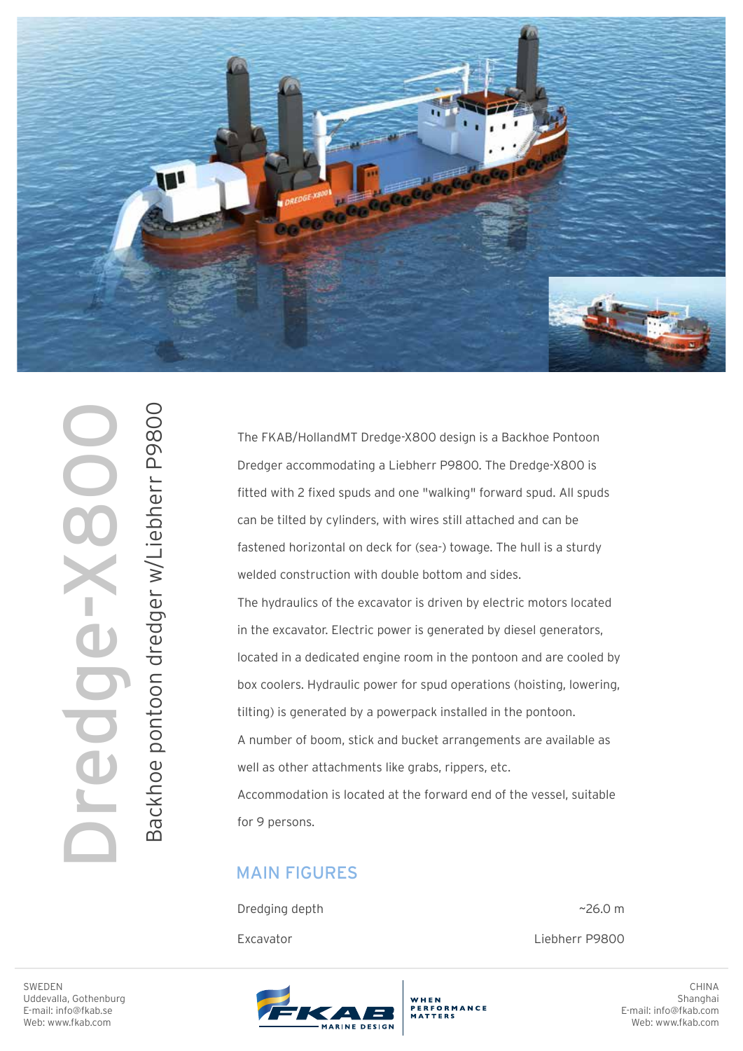# Dredge-X800

## Backhoe pontoon dredger w/Liebherr P9800

The FKAB/HollandMT Dredge-X800 design is a Backhoe Pontoon Dredger accommodating a Liebherr P9800. The Dredge-X800 is fitted with 2 fixed spuds and one "walking" forward spud. All spuds can be tilted by cylinders, with wires still attached and can be fastened horizontal on deck for (sea-) towage. The hull is a sturdy welded construction with double bottom and sides.

The hydraulics of the excavator is driven by electric motors located in the excavator. Electric power is generated by diesel generators, located in a dedicated engine room in the pontoon and are cooled by box coolers. Hydraulic power for spud operations (hoisting, lowering, tilting) is generated by a powerpack installed in the pontoon.

A number of boom, stick and bucket arrangements are available as well as other attachments like grabs, rippers, etc.

Accommodation is located at the forward end of the vessel, suitable for 9 persons.

## MAIN FIGURES

| | |
|---|---|
| Dredging depth | ~26.0 m |
| Excavator | Liebherr P9800 |

SWEDEN
Uddevalla, Gothenburg
E-mail: info@fkab.se
Web: www.fkab.com

FKAB MARINE DESIGN — WHEN PERFORMANCE MATTERS

CHINA
Shanghai
E-mail: info@fkab.com
Web: www.fkab.com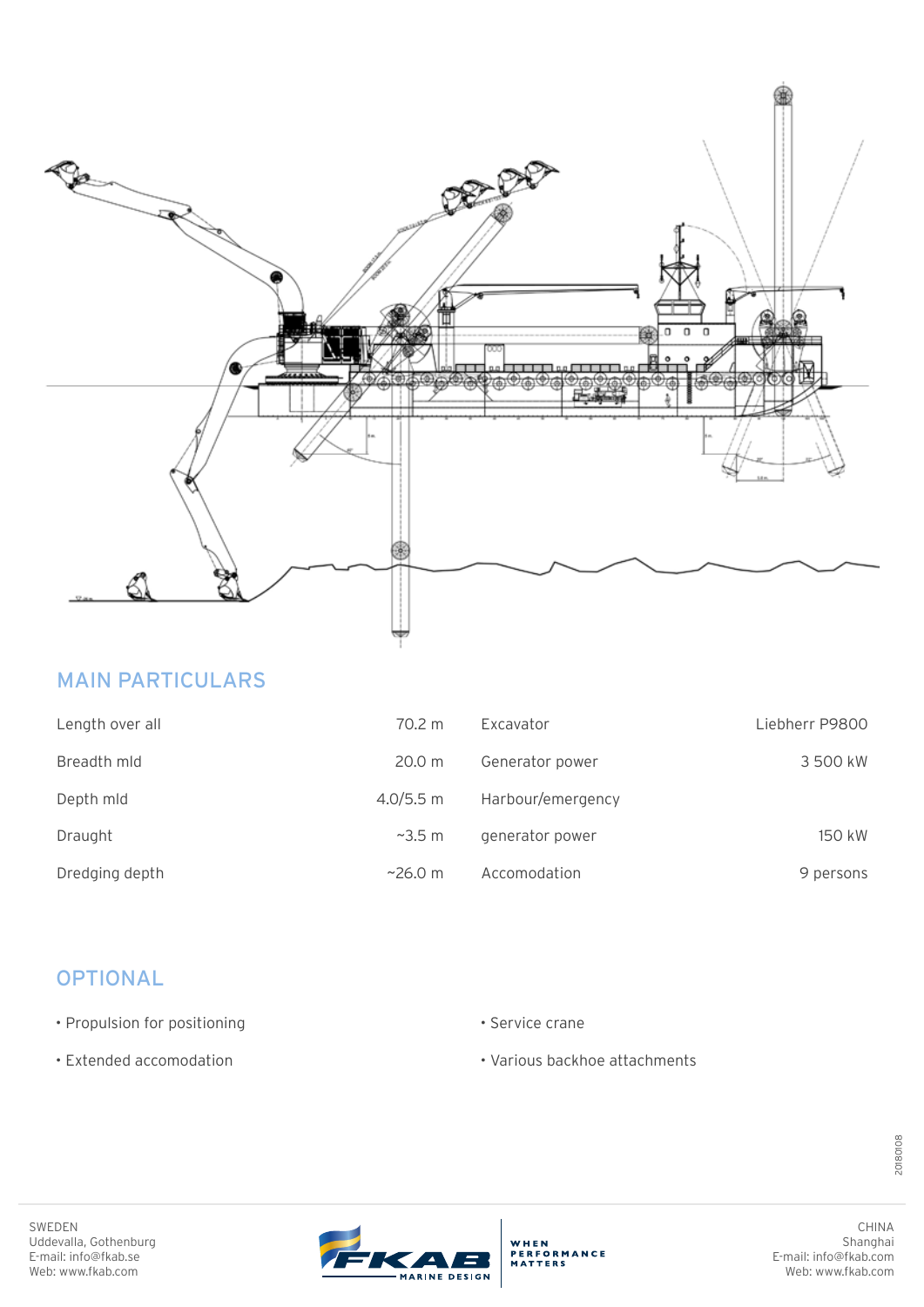## MAIN PARTICULARS

| | | | |
|---|---|---|---|
| Length over all | 70.2 m | Excavator | Liebherr P9800 |
| Breadth mld | 20.0 m | Generator power | 3 500 kW |
| Depth mld | 4.0/5.5 m | Harbour/emergency | |
| Draught | ~3.5 m | generator power | 150 kW |
| Dredging depth | ~26.0 m | Accomodation | 9 persons |

## OPTIONAL

- Propulsion for positioning
- Extended accomodation
- Service crane
- Various backhoe attachments

20180108

SWEDEN
Uddevalla, Gothenburg
E-mail: info@fkab.se
Web: www.fkab.com

FKAB MARINE DESIGN

WHEN PERFORMANCE MATTERS

CHINA
Shanghai
E-mail: info@fkab.com
Web: www.fkab.com